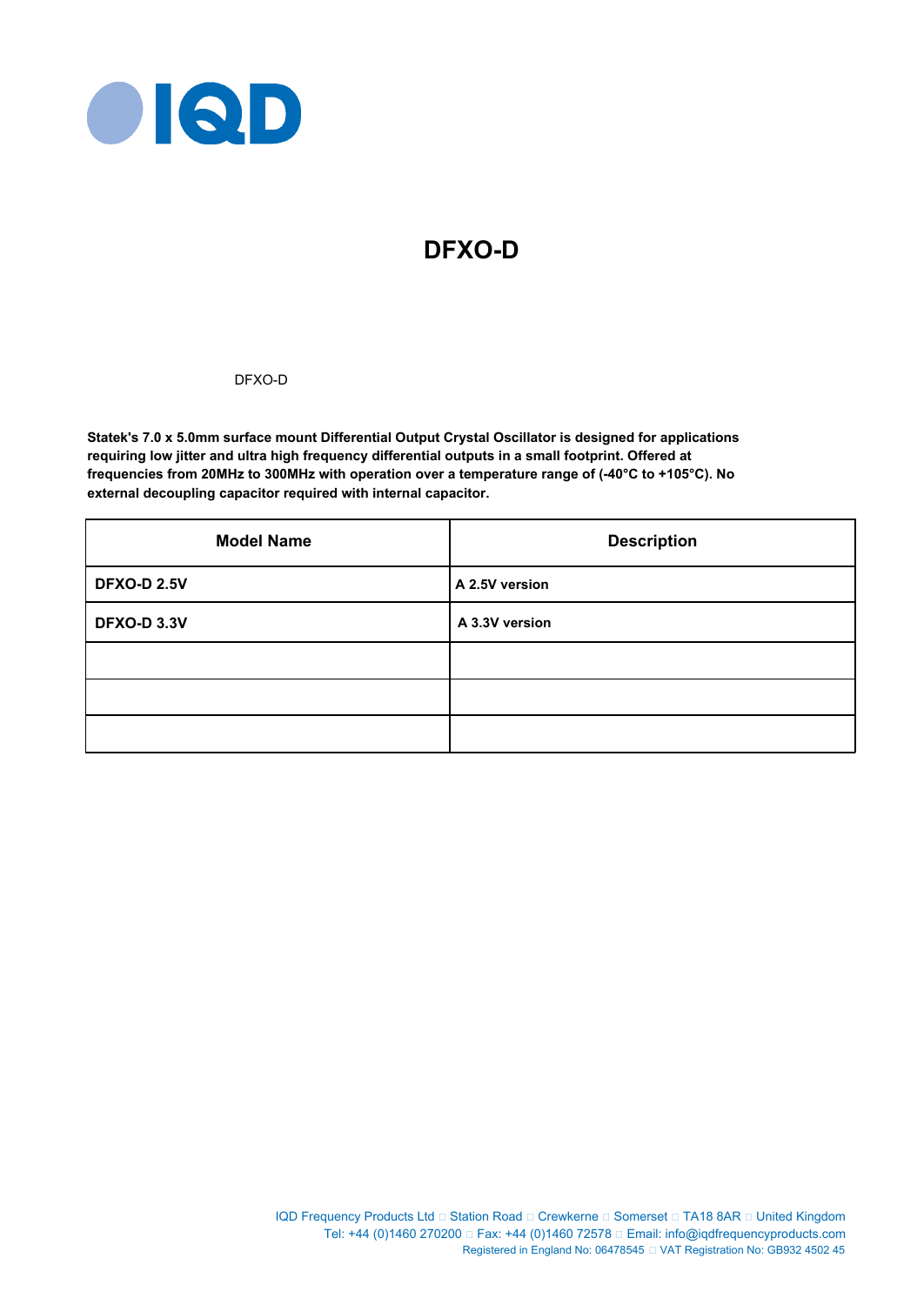# DFXO-D

DFXO-D

**Statek's 7.0 x 5.0mm surface mount Differential Output Crystal Oscillator is designed for applications requiring low jitter and ultra high frequency differential outputs in a small footprint. Offered at frequencies from 20MHz to 300MHz with operation over a temperature range of (-40°C to +105°C). No external decoupling capacitor required with internal capacitor.**

| Model Name | Description |
|---|---|
| **DFXO-D 2.5V** | **A 2.5V version** |
| **DFXO-D 3.3V** | **A 3.3V version** |
| | |
| | |
| | |

IQD Frequency Products Ltd □ Station Road □ Crewkerne □ Somerset □ TA18 8AR □ United Kingdom
Tel: +44 (0)1460 270200 □ Fax: +44 (0)1460 72578 □ Email: info@iqdfrequencyproducts.com
Registered in England No: 06478545 □ VAT Registration No: GB932 4502 45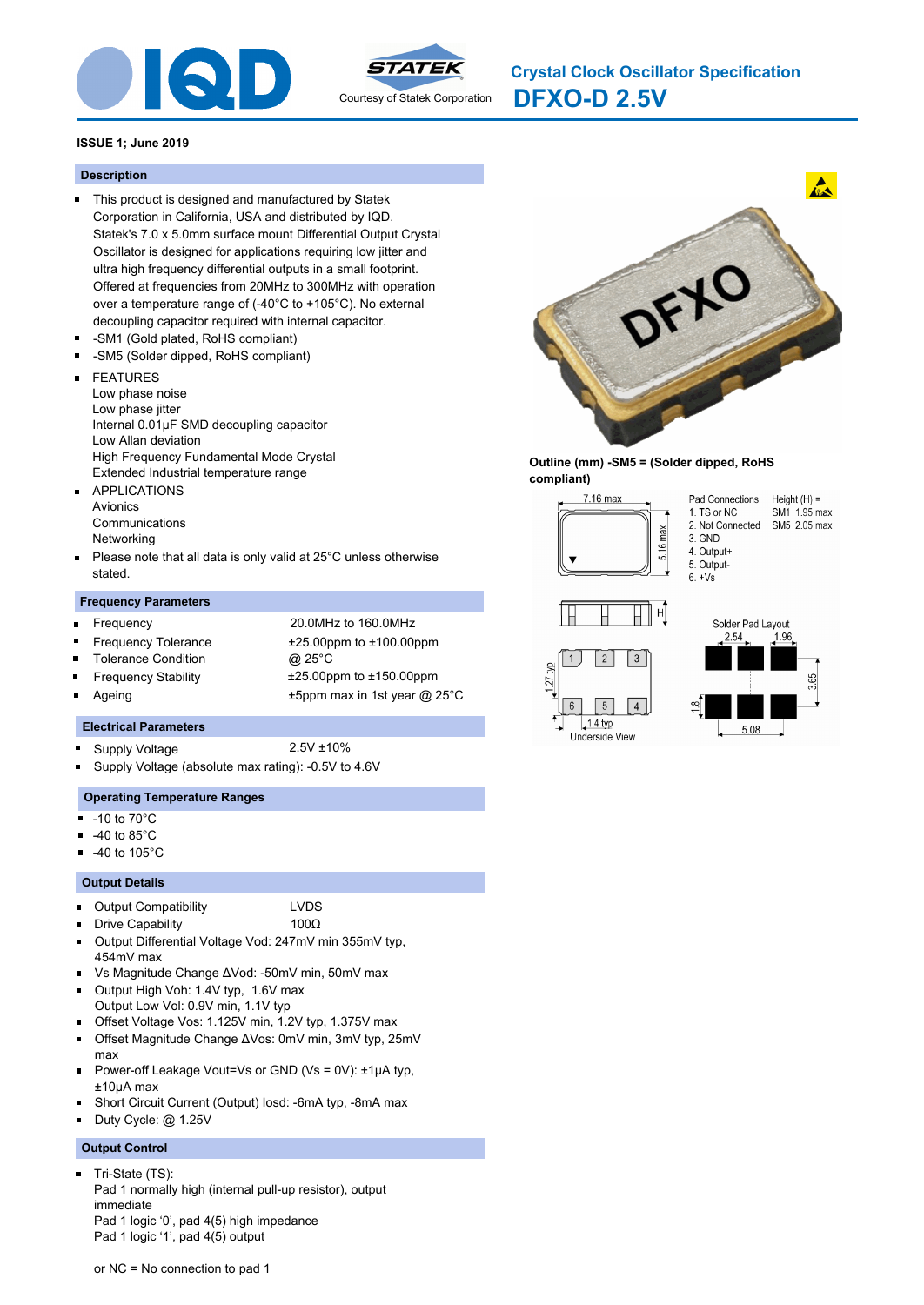# Crystal Clock Oscillator Specification

# DFXO-D 2.5V

Courtesy of Statek Corporation

**ISSUE 1; June 2019**

## Description

- This product is designed and manufactured by Statek Corporation in California, USA and distributed by IQD. Statek's 7.0 x 5.0mm surface mount Differential Output Crystal Oscillator is designed for applications requiring low jitter and ultra high frequency differential outputs in a small footprint. Offered at frequencies from 20MHz to 300MHz with operation over a temperature range of (-40°C to +105°C). No external decoupling capacitor required with internal capacitor.
- -SM1 (Gold plated, RoHS compliant)
- -SM5 (Solder dipped, RoHS compliant)
- FEATURES
  Low phase noise
  Low phase jitter
  Internal 0.01µF SMD decoupling capacitor
  Low Allan deviation
  High Frequency Fundamental Mode Crystal
  Extended Industrial temperature range
- APPLICATIONS
  Avionics
  Communications
  Networking
- Please note that all data is only valid at 25°C unless otherwise stated.

## Frequency Parameters

- Frequency: 20.0MHz to 160.0MHz
- Frequency Tolerance: ±25.00ppm to ±100.00ppm
- Tolerance Condition: @ 25°C
- Frequency Stability: ±25.00ppm to ±150.00ppm
- Ageing: ±5ppm max in 1st year @ 25°C

## Electrical Parameters

- Supply Voltage: 2.5V ±10%
- Supply Voltage (absolute max rating): -0.5V to 4.6V

## Operating Temperature Ranges

- -10 to 70°C
- -40 to 85°C
- -40 to 105°C

## Output Details

- Output Compatibility: LVDS
- Drive Capability: 100Ω
- Output Differential Voltage Vod: 247mV min 355mV typ, 454mV max
- Vs Magnitude Change ΔVod: -50mV min, 50mV max
- Output High Voh: 1.4V typ, 1.6V max
  Output Low Vol: 0.9V min, 1.1V typ
- Offset Voltage Vos: 1.125V min, 1.2V typ, 1.375V max
- Offset Magnitude Change ΔVos: 0mV min, 3mV typ, 25mV max
- Power-off Leakage Vout=Vs or GND (Vs = 0V): ±1µA typ, ±10µA max
- Short Circuit Current (Output) Iosd: -6mA typ, -8mA max
- Duty Cycle: @ 1.25V

## Output Control

- Tri-State (TS):
  Pad 1 normally high (internal pull-up resistor), output immediate
  Pad 1 logic '0', pad 4(5) high impedance
  Pad 1 logic '1', pad 4(5) output

  or NC = No connection to pad 1

**Outline (mm) -SM5 = (Solder dipped, RoHS compliant)**

7.16 max; 5.16 max; H

Pad Connections
1. TS or NC
2. Not Connected
3. GND
4. Output+
5. Output-
6. +Vs

Height (H) =
SM1 1.95 max
SM5 2.05 max

1.27 typ; 1.4 typ; Underside View

Solder Pad Layout: 2.54; 1.96; 3.65; 1.8; 5.08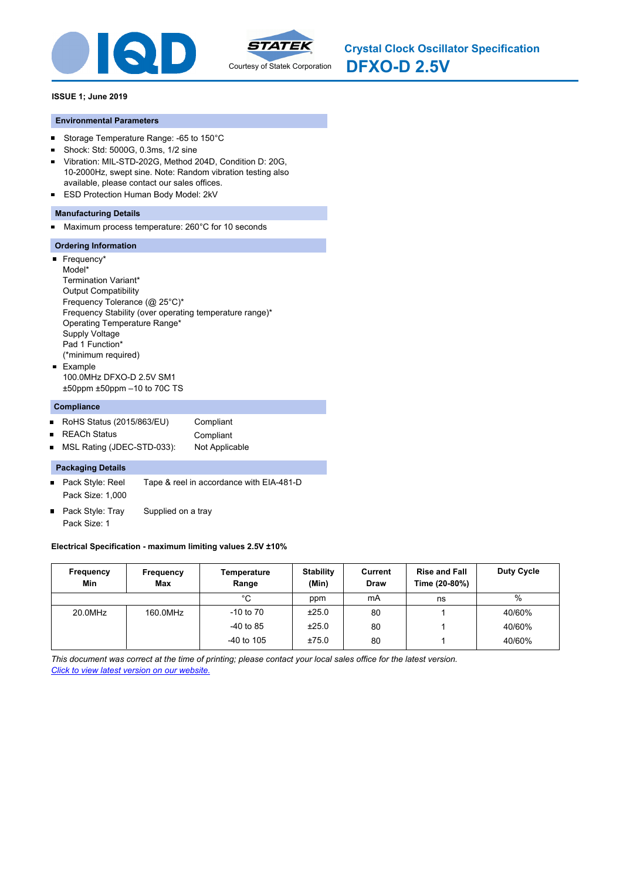# Crystal Clock Oscillator Specification

# DFXO-D 2.5V

Courtesy of Statek Corporation

**ISSUE 1; June 2019**

### Environmental Parameters

- Storage Temperature Range: -65 to 150°C
- Shock: Std: 5000G, 0.3ms, 1/2 sine
- Vibration: MIL-STD-202G, Method 204D, Condition D: 20G, 10-2000Hz, swept sine. Note: Random vibration testing also available, please contact our sales offices.
- ESD Protection Human Body Model: 2kV

### Manufacturing Details

- Maximum process temperature: 260°C for 10 seconds

### Ordering Information

- Frequency*  
  Model*  
  Termination Variant*  
  Output Compatibility  
  Frequency Tolerance (@ 25°C)*  
  Frequency Stability (over operating temperature range)*  
  Operating Temperature Range*  
  Supply Voltage  
  Pad 1 Function*  
  (*minimum required)
- Example  
  100.0MHz DFXO-D 2.5V SM1  
  ±50ppm ±50ppm –10 to 70C TS

### Compliance

- RoHS Status (2015/863/EU) Compliant
- REACh Status Compliant
- MSL Rating (JDEC-STD-033): Not Applicable

### Packaging Details

- Pack Style: Reel Tape & reel in accordance with EIA-481-D  
  Pack Size: 1,000
- Pack Style: Tray Supplied on a tray  
  Pack Size: 1

**Electrical Specification - maximum limiting values 2.5V ±10%**

| Frequency Min | Frequency Max | Temperature Range | Stability (Min) | Current Draw | Rise and Fall Time (20-80%) | Duty Cycle |
|---|---|---|---|---|---|---|
| | | °C | ppm | mA | ns | % |
| 20.0MHz | 160.0MHz | -10 to 70 | ±25.0 | 80 | 1 | 40/60% |
| | | -40 to 85 | ±25.0 | 80 | 1 | 40/60% |
| | | -40 to 105 | ±75.0 | 80 | 1 | 40/60% |

*This document was correct at the time of printing; please contact your local sales office for the latest version.*
*Click to view latest version on our website.*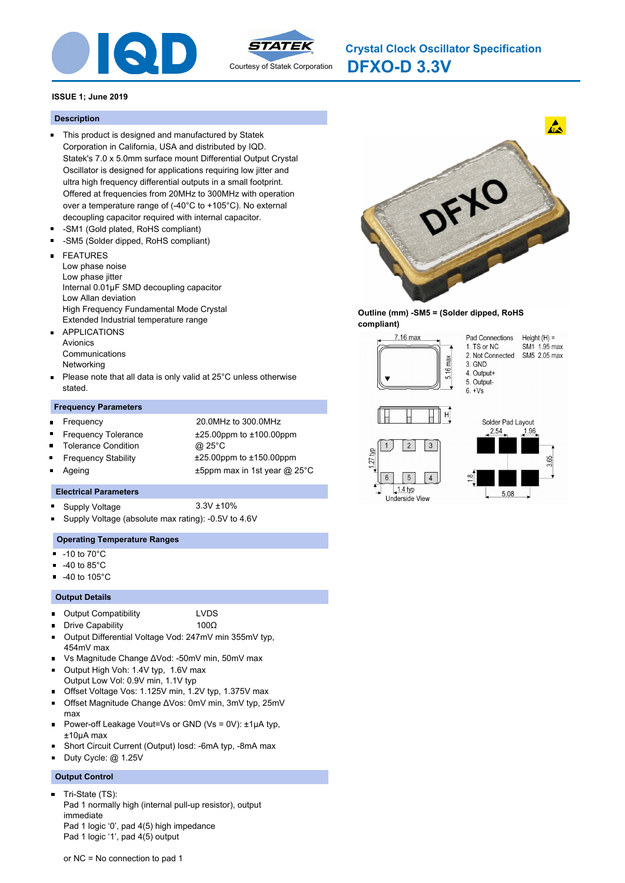# Crystal Clock Oscillator Specification

## DFXO-D 3.3V

**ISSUE 1; June 2019**

### Description

- This product is designed and manufactured by Statek Corporation in California, USA and distributed by IQD. Statek's 7.0 x 5.0mm surface mount Differential Output Crystal Oscillator is designed for applications requiring low jitter and ultra high frequency differential outputs in a small footprint. Offered at frequencies from 20MHz to 300MHz with operation over a temperature range of (-40°C to +105°C). No external decoupling capacitor required with internal capacitor.
- -SM1 (Gold plated, RoHS compliant)
- -SM5 (Solder dipped, RoHS compliant)
- FEATURES
  Low phase noise
  Low phase jitter
  Internal 0.01µF SMD decoupling capacitor
  Low Allan deviation
  High Frequency Fundamental Mode Crystal
  Extended Industrial temperature range
- APPLICATIONS
  Avionics
  Communications
  Networking
- Please note that all data is only valid at 25°C unless otherwise stated.

### Frequency Parameters

| | |
|---|---|
| Frequency | 20.0MHz to 300.0MHz |
| Frequency Tolerance | ±25.00ppm to ±100.00ppm |
| Tolerance Condition | @ 25°C |
| Frequency Stability | ±25.00ppm to ±150.00ppm |
| Ageing | ±5ppm max in 1st year @ 25°C |

### Electrical Parameters

- Supply Voltage: 3.3V ±10%
- Supply Voltage (absolute max rating): -0.5V to 4.6V

### Operating Temperature Ranges

- -10 to 70°C
- -40 to 85°C
- -40 to 105°C

### Output Details

- Output Compatibility: LVDS
- Drive Capability: 100Ω
- Output Differential Voltage Vod: 247mV min 355mV typ, 454mV max
- Vs Magnitude Change ΔVod: -50mV min, 50mV max
- Output High Voh: 1.4V typ, 1.6V max
  Output Low Vol: 0.9V min, 1.1V typ
- Offset Voltage Vos: 1.125V min, 1.2V typ, 1.375V max
- Offset Magnitude Change ΔVos: 0mV min, 3mV typ, 25mV max
- Power-off Leakage Vout=Vs or GND (Vs = 0V): ±1µA typ, ±10µA max
- Short Circuit Current (Output) Iosd: -6mA typ, -8mA max
- Duty Cycle: @ 1.25V

### Output Control

- Tri-State (TS):
  Pad 1 normally high (internal pull-up resistor), output immediate
  Pad 1 logic '0', pad 4(5) high impedance
  Pad 1 logic '1', pad 4(5) output

or NC = No connection to pad 1

**Outline (mm) -SM5 = (Solder dipped, RoHS compliant)**

7.16 max; 5.16 max

Pad Connections:
1. TS or NC
2. Not Connected
3. GND
4. Output+
5. Output-
6. +Vs

Height (H) = SM1 1.95 max, SM5 2.05 max

Underside View: 1.27 typ, 1.4 typ

Solder Pad Layout: 2.54, 1.96, 3.65, 1.8, 5.08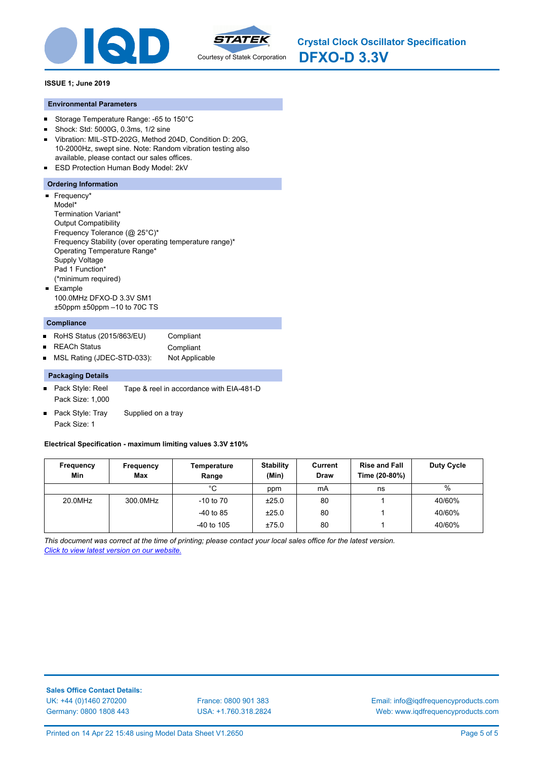**ISSUE 1; June 2019**

### Environmental Parameters

- Storage Temperature Range: -65 to 150°C
- Shock: Std: 5000G, 0.3ms, 1/2 sine
- Vibration: MIL-STD-202G, Method 204D, Condition D: 20G, 10-2000Hz, swept sine. Note: Random vibration testing also available, please contact our sales offices.
- ESD Protection Human Body Model: 2kV

### Ordering Information

- Frequency*
  Model*
  Termination Variant*
  Output Compatibility
  Frequency Tolerance (@ 25°C)*
  Frequency Stability (over operating temperature range)*
  Operating Temperature Range*
  Supply Voltage
  Pad 1 Function*
  (*minimum required)
- Example
  100.0MHz DFXO-D 3.3V SM1
  ±50ppm ±50ppm –10 to 70C TS

### Compliance

- RoHS Status (2015/863/EU) Compliant
- REACh Status Compliant
- MSL Rating (JDEC-STD-033): Not Applicable

### Packaging Details

- Pack Style: Reel Tape & reel in accordance with EIA-481-D
  Pack Size: 1,000
- Pack Style: Tray Supplied on a tray
  Pack Size: 1

**Electrical Specification - maximum limiting values 3.3V ±10%**

| Frequency Min | Frequency Max | Temperature Range | Stability (Min) | Current Draw | Rise and Fall Time (20-80%) | Duty Cycle |
|---|---|---|---|---|---|---|
| | | °C | ppm | mA | ns | % |
| 20.0MHz | 300.0MHz | -10 to 70 | ±25.0 | 80 | 1 | 40/60% |
| | | -40 to 85 | ±25.0 | 80 | 1 | 40/60% |
| | | -40 to 105 | ±75.0 | 80 | 1 | 40/60% |

*This document was correct at the time of printing; please contact your local sales office for the latest version.*
*Click to view latest version on our website.*

**Sales Office Contact Details:**
UK: +44 (0)1460 270200
Germany: 0800 1808 443
France: 0800 901 383
USA: +1.760.318.2824
Email: info@iqdfrequencyproducts.com
Web: www.iqdfrequencyproducts.com